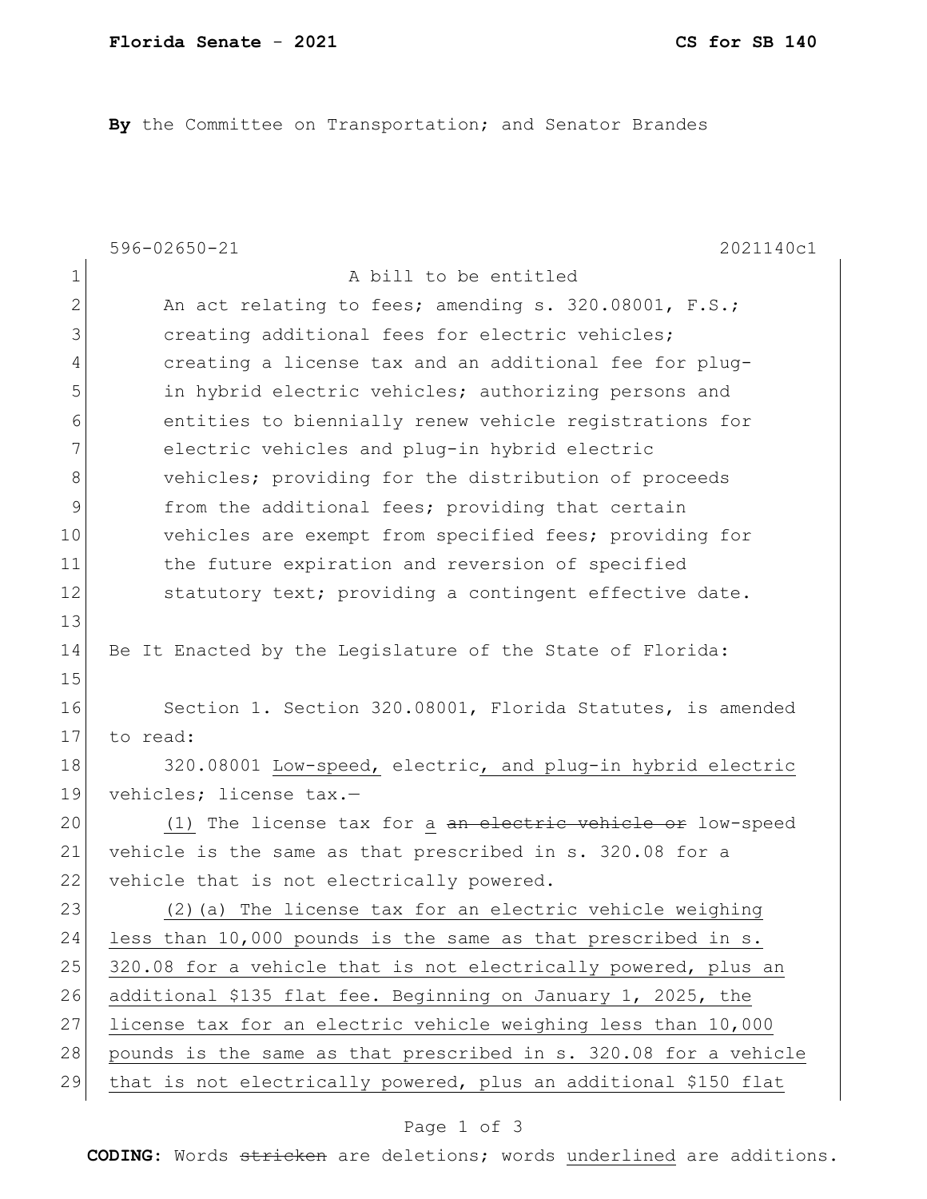**By** the Committee on Transportation; and Senator Brandes

596-02650-21 2021140c1

A bill to be entitled

An act relating to fees; amending s. 320.08001, F.S.; creating additional fees for electric vehicles; creating a license tax and an additional fee for plug-in hybrid electric vehicles; authorizing persons and entities to biennially renew vehicle registrations for electric vehicles and plug-in hybrid electric vehicles; providing for the distribution of proceeds from the additional fees; providing that certain vehicles are exempt from specified fees; providing for the future expiration and reversion of specified statutory text; providing a contingent effective date.

Be It Enacted by the Legislature of the State of Florida:

Section 1. Section 320.08001, Florida Statutes, is amended to read:

320.08001 <u>Low-speed,</u> electric<u>, and plug-in hybrid electric</u> vehicles; license tax.—

<u>(1)</u> The license tax for <u>a</u> ~~an electric vehicle or~~ low-speed vehicle is the same as that prescribed in s. 320.08 for a vehicle that is not electrically powered.

<u>(2)(a) The license tax for an electric vehicle weighing less than 10,000 pounds is the same as that prescribed in s. 320.08 for a vehicle that is not electrically powered, plus an additional $135 flat fee. Beginning on January 1, 2025, the license tax for an electric vehicle weighing less than 10,000 pounds is the same as that prescribed in s. 320.08 for a vehicle that is not electrically powered, plus an additional $150 flat</u>

**CODING:** Words ~~stricken~~ are deletions; words <u>underlined</u> are additions.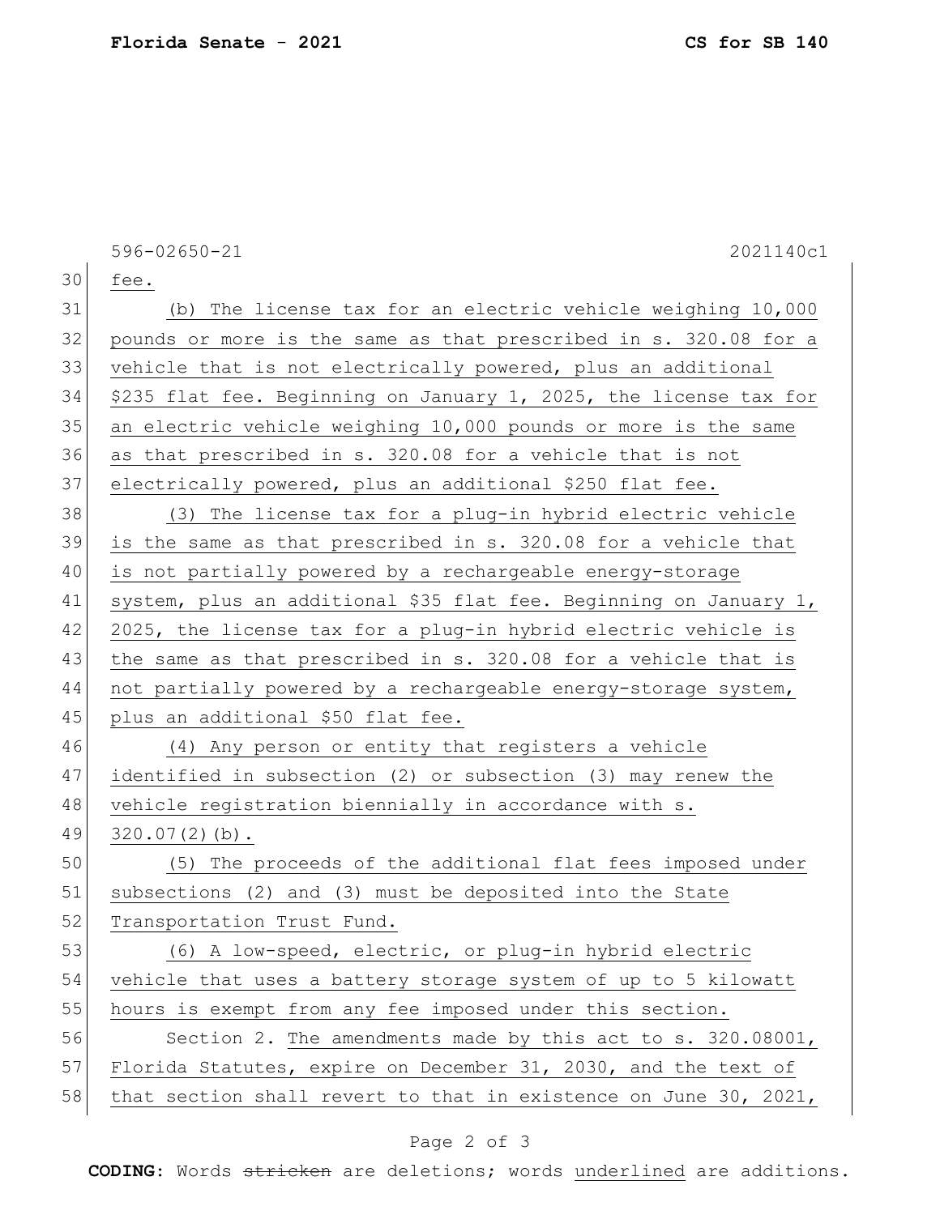fee.

(b) The license tax for an electric vehicle weighing 10,000 pounds or more is the same as that prescribed in s. 320.08 for a vehicle that is not electrically powered, plus an additional $235 flat fee. Beginning on January 1, 2025, the license tax for an electric vehicle weighing 10,000 pounds or more is the same as that prescribed in s. 320.08 for a vehicle that is not electrically powered, plus an additional $250 flat fee.

(3) The license tax for a plug-in hybrid electric vehicle is the same as that prescribed in s. 320.08 for a vehicle that is not partially powered by a rechargeable energy-storage system, plus an additional $35 flat fee. Beginning on January 1, 2025, the license tax for a plug-in hybrid electric vehicle is the same as that prescribed in s. 320.08 for a vehicle that is not partially powered by a rechargeable energy-storage system, plus an additional $50 flat fee.

(4) Any person or entity that registers a vehicle identified in subsection (2) or subsection (3) may renew the vehicle registration biennially in accordance with s. 320.07(2)(b).

(5) The proceeds of the additional flat fees imposed under subsections (2) and (3) must be deposited into the State Transportation Trust Fund.

(6) A low-speed, electric, or plug-in hybrid electric vehicle that uses a battery storage system of up to 5 kilowatt hours is exempt from any fee imposed under this section.

Section 2. The amendments made by this act to s. 320.08001, Florida Statutes, expire on December 31, 2030, and the text of that section shall revert to that in existence on June 30, 2021,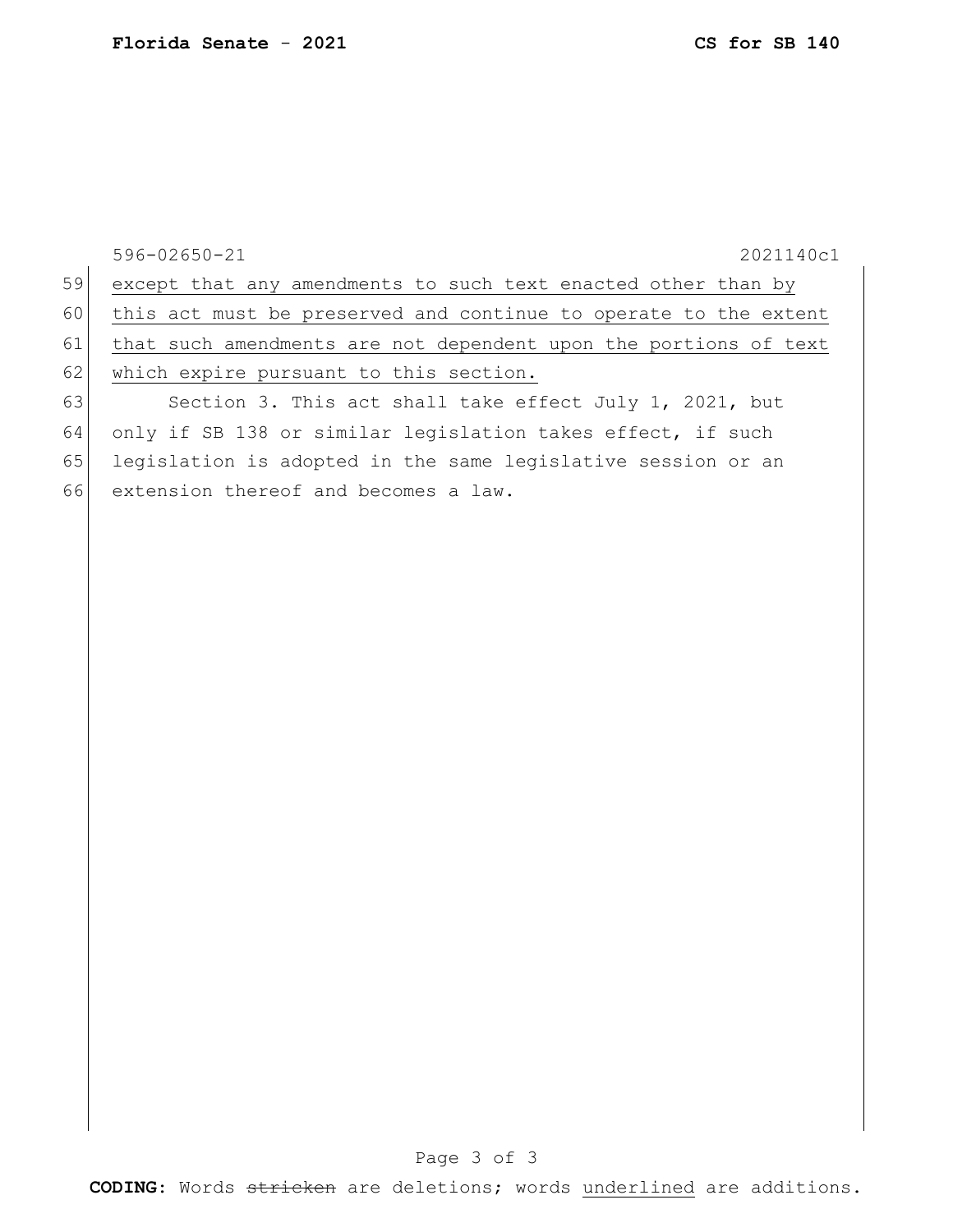<u>except that any amendments to such text enacted other than by this act must be preserved and continue to operate to the extent that such amendments are not dependent upon the portions of text which expire pursuant to this section.</u>

Section 3. This act shall take effect July 1, 2021, but only if SB 138 or similar legislation takes effect, if such legislation is adopted in the same legislative session or an extension thereof and becomes a law.

**CODING:** Words ~~stricken~~ are deletions; words <u>underlined</u> are additions.